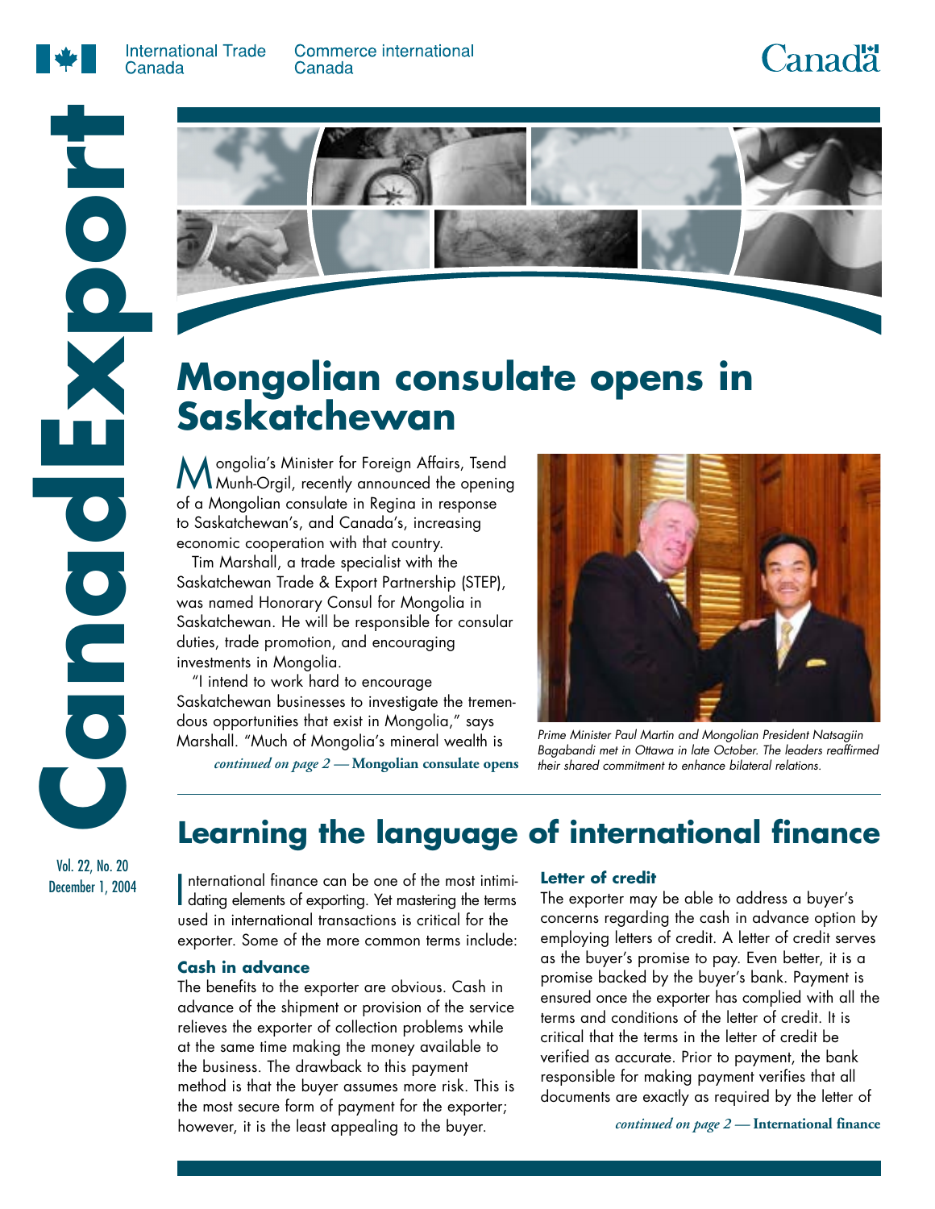International Trade Canada | Commerce international Canada

# CanadExport

Vol. 22, No. 20
December 1, 2004

## Mongolian consulate opens in Saskatchewan

Mongolia's Minister for Foreign Affairs, Tsend Munh-Orgil, recently announced the opening of a Mongolian consulate in Regina in response to Saskatchewan's, and Canada's, increasing economic cooperation with that country.

Tim Marshall, a trade specialist with the Saskatchewan Trade & Export Partnership (STEP), was named Honorary Consul for Mongolia in Saskatchewan. He will be responsible for consular duties, trade promotion, and encouraging investments in Mongolia.

"I intend to work hard to encourage Saskatchewan businesses to investigate the tremendous opportunities that exist in Mongolia," says Marshall. "Much of Mongolia's mineral wealth is

*continued on page 2 —* **Mongolian consulate opens**

*Prime Minister Paul Martin and Mongolian President Natsagiin Bagabandi met in Ottawa in late October. The leaders reaffirmed their shared commitment to enhance bilateral relations.*

## Learning the language of international finance

International finance can be one of the most intimidating elements of exporting. Yet mastering the terms used in international transactions is critical for the exporter. Some of the more common terms include:

### Cash in advance

The benefits to the exporter are obvious. Cash in advance of the shipment or provision of the service relieves the exporter of collection problems while at the same time making the money available to the business. The drawback to this payment method is that the buyer assumes more risk. This is the most secure form of payment for the exporter; however, it is the least appealing to the buyer.

### Letter of credit

The exporter may be able to address a buyer's concerns regarding the cash in advance option by employing letters of credit. A letter of credit serves as the buyer's promise to pay. Even better, it is a promise backed by the buyer's bank. Payment is ensured once the exporter has complied with all the terms and conditions of the letter of credit. It is critical that the terms in the letter of credit be verified as accurate. Prior to payment, the bank responsible for making payment verifies that all documents are exactly as required by the letter of

*continued on page 2 —* **International finance**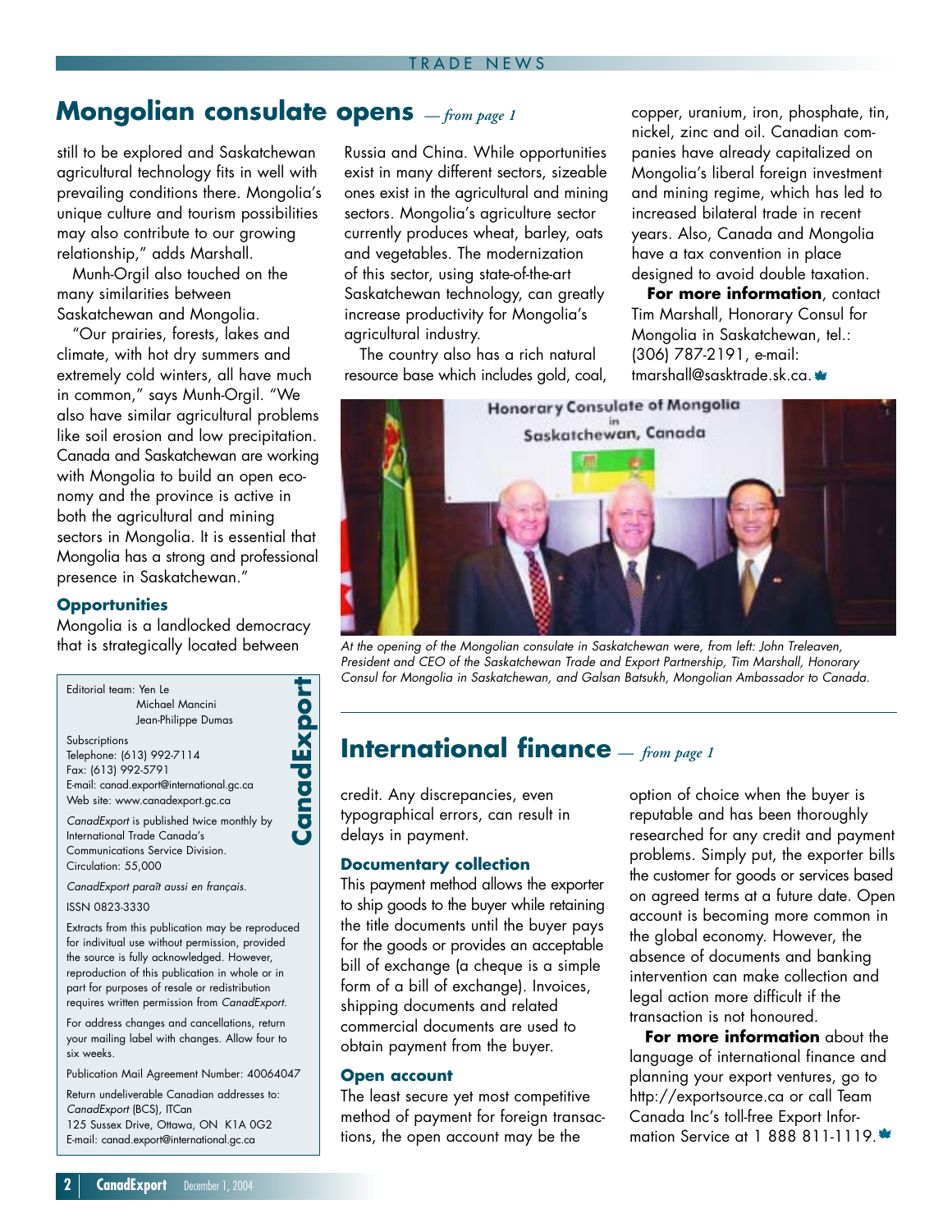## Mongolian consulate opens *— from page 1*

still to be explored and Saskatchewan agricultural technology fits in well with prevailing conditions there. Mongolia's unique culture and tourism possibilities may also contribute to our growing relationship," adds Marshall.

Munh-Orgil also touched on the many similarities between Saskatchewan and Mongolia.

"Our prairies, forests, lakes and climate, with hot dry summers and extremely cold winters, all have much in common," says Munh-Orgil. "We also have similar agricultural problems like soil erosion and low precipitation. Canada and Saskatchewan are working with Mongolia to build an open economy and the province is active in both the agricultural and mining sectors in Mongolia. It is essential that Mongolia has a strong and professional presence in Saskatchewan."

### Opportunities

Mongolia is a landlocked democracy that is strategically located between Russia and China. While opportunities exist in many different sectors, sizeable ones exist in the agricultural and mining sectors. Mongolia's agriculture sector currently produces wheat, barley, oats and vegetables. The modernization of this sector, using state-of-the-art Saskatchewan technology, can greatly increase productivity for Mongolia's agricultural industry.

The country also has a rich natural resource base which includes gold, coal, copper, uranium, iron, phosphate, tin, nickel, zinc and oil. Canadian companies have already capitalized on Mongolia's liberal foreign investment and mining regime, which has led to increased bilateral trade in recent years. Also, Canada and Mongolia have a tax convention in place designed to avoid double taxation.

**For more information**, contact Tim Marshall, Honorary Consul for Mongolia in Saskatchewan, tel.: (306) 787-2191, e-mail: tmarshall@sasktrade.sk.ca.

*At the opening of the Mongolian consulate in Saskatchewan were, from left: John Treleaven, President and CEO of the Saskatchewan Trade and Export Partnership, Tim Marshall, Honorary Consul for Mongolia in Saskatchewan, and Galsan Batsukh, Mongolian Ambassador to Canada.*

**CanadExport**

Editorial team: Yen Le
Michael Mancini
Jean-Philippe Dumas

Subscriptions
Telephone: (613) 992-7114
Fax: (613) 992-5791
E-mail: canad.export@international.gc.ca
Web site: www.canadexport.gc.ca

*CanadExport* is published twice monthly by International Trade Canada's Communications Service Division.
Circulation: 55,000

*CanadExport paraît aussi en français.*

ISSN 0823-3330

Extracts from this publication may be reproduced for individual use without permission, provided the source is fully acknowledged. However, reproduction of this publication in whole or in part for purposes of resale or redistribution requires written permission from *CanadExport*.

For address changes and cancellations, return your mailing label with changes. Allow four to six weeks.

Publication Mail Agreement Number: 40064047

Return undeliverable Canadian addresses to:
*CanadExport* (BCS), ITCan
125 Sussex Drive, Ottawa, ON K1A 0G2
E-mail: canad.export@international.gc.ca

## International finance *— from page 1*

credit. Any discrepancies, even typographical errors, can result in delays in payment.

### Documentary collection

This payment method allows the exporter to ship goods to the buyer while retaining the title documents until the buyer pays for the goods or provides an acceptable bill of exchange (a cheque is a simple form of a bill of exchange). Invoices, shipping documents and related commercial documents are used to obtain payment from the buyer.

### Open account

The least secure yet most competitive method of payment for foreign transactions, the open account may be the option of choice when the buyer is reputable and has been thoroughly researched for any credit and payment problems. Simply put, the exporter bills the customer for goods or services based on agreed terms at a future date. Open account is becoming more common in the global economy. However, the absence of documents and banking intervention can make collection and legal action more difficult if the transaction is not honoured.

**For more information** about the language of international finance and planning your export ventures, go to http://exportsource.ca or call Team Canada Inc's toll-free Export Information Service at 1 888 811-1119.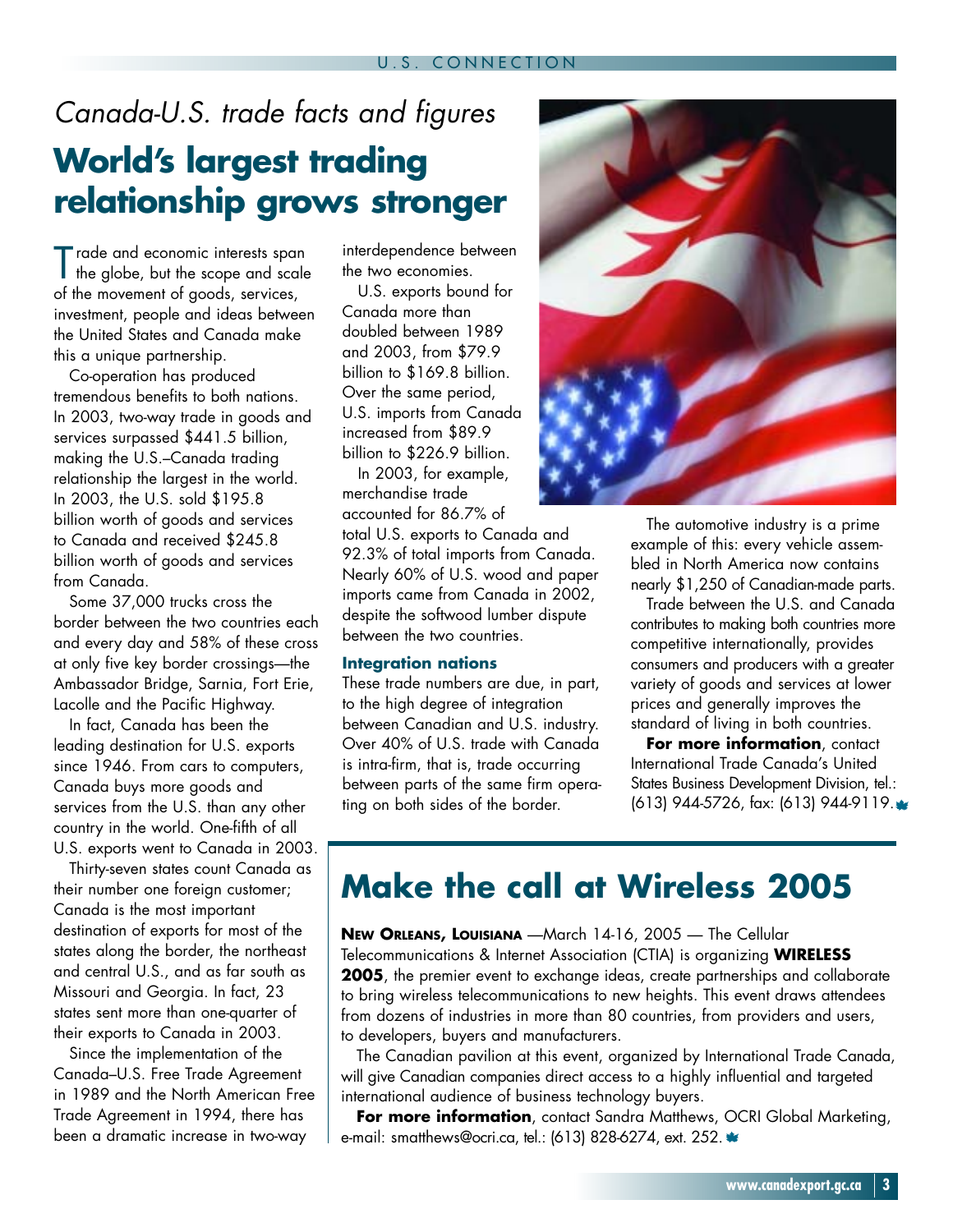*Canada-U.S. trade facts and figures*

# World's largest trading relationship grows stronger

Trade and economic interests span the globe, but the scope and scale of the movement of goods, services, investment, people and ideas between the United States and Canada make this a unique partnership.

Co-operation has produced tremendous benefits to both nations. In 2003, two-way trade in goods and services surpassed $441.5 billion, making the U.S.–Canada trading relationship the largest in the world. In 2003, the U.S. sold $195.8 billion worth of goods and services to Canada and received $245.8 billion worth of goods and services from Canada.

Some 37,000 trucks cross the border between the two countries each and every day and 58% of these cross at only five key border crossings—the Ambassador Bridge, Sarnia, Fort Erie, Lacolle and the Pacific Highway.

In fact, Canada has been the leading destination for U.S. exports since 1946. From cars to computers, Canada buys more goods and services from the U.S. than any other country in the world. One-fifth of all U.S. exports went to Canada in 2003.

Thirty-seven states count Canada as their number one foreign customer; Canada is the most important destination of exports for most of the states along the border, the northeast and central U.S., and as far south as Missouri and Georgia. In fact, 23 states sent more than one-quarter of their exports to Canada in 2003.

Since the implementation of the Canada–U.S. Free Trade Agreement in 1989 and the North American Free Trade Agreement in 1994, there has been a dramatic increase in two-way interdependence between the two economies.

U.S. exports bound for Canada more than doubled between 1989 and 2003, from $79.9 billion to $169.8 billion. Over the same period, U.S. imports from Canada increased from $89.9 billion to $226.9 billion.

In 2003, for example, merchandise trade accounted for 86.7% of total U.S. exports to Canada and 92.3% of total imports from Canada. Nearly 60% of U.S. wood and paper imports came from Canada in 2002, despite the softwood lumber dispute between the two countries.

### Integration nations

These trade numbers are due, in part, to the high degree of integration between Canadian and U.S. industry. Over 40% of U.S. trade with Canada is intra-firm, that is, trade occurring between parts of the same firm operating on both sides of the border.

The automotive industry is a prime example of this: every vehicle assembled in North America now contains nearly $1,250 of Canadian-made parts.

Trade between the U.S. and Canada contributes to making both countries more competitive internationally, provides consumers and producers with a greater variety of goods and services at lower prices and generally improves the standard of living in both countries.

**For more information**, contact International Trade Canada's United States Business Development Division, tel.: (613) 944-5726, fax: (613) 944-9119.

# Make the call at Wireless 2005

**New Orleans, Louisiana** —March 14-16, 2005 — The Cellular Telecommunications & Internet Association (CTIA) is organizing **WIRELESS 2005**, the premier event to exchange ideas, create partnerships and collaborate to bring wireless telecommunications to new heights. This event draws attendees from dozens of industries in more than 80 countries, from providers and users, to developers, buyers and manufacturers.

The Canadian pavilion at this event, organized by International Trade Canada, will give Canadian companies direct access to a highly influential and targeted international audience of business technology buyers.

**For more information**, contact Sandra Matthews, OCRI Global Marketing, e-mail: smatthews@ocri.ca, tel.: (613) 828-6274, ext. 252.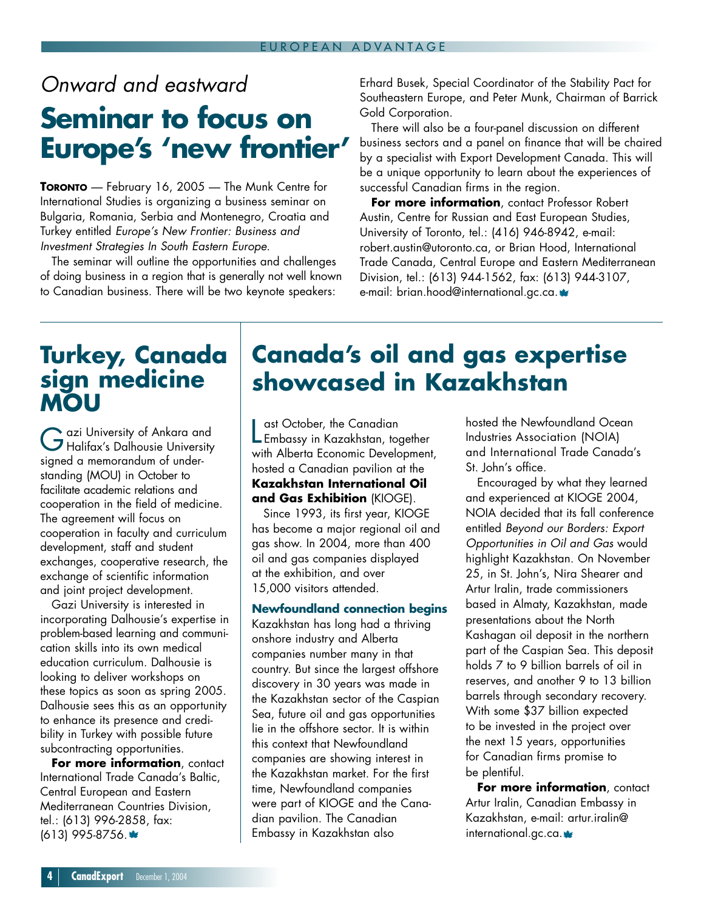*Onward and eastward*

# Seminar to focus on Europe's 'new frontier'

**TORONTO** — February 16, 2005 — The Munk Centre for International Studies is organizing a business seminar on Bulgaria, Romania, Serbia and Montenegro, Croatia and Turkey entitled *Europe's New Frontier: Business and Investment Strategies In South Eastern Europe*.

The seminar will outline the opportunities and challenges of doing business in a region that is generally not well known to Canadian business. There will be two keynote speakers: Erhard Busek, Special Coordinator of the Stability Pact for Southeastern Europe, and Peter Munk, Chairman of Barrick Gold Corporation.

There will also be a four-panel discussion on different business sectors and a panel on finance that will be chaired by a specialist with Export Development Canada. This will be a unique opportunity to learn about the experiences of successful Canadian firms in the region.

**For more information**, contact Professor Robert Austin, Centre for Russian and East European Studies, University of Toronto, tel.: (416) 946-8942, e-mail: robert.austin@utoronto.ca, or Brian Hood, International Trade Canada, Central Europe and Eastern Mediterranean Division, tel.: (613) 944-1562, fax: (613) 944-3107, e-mail: brian.hood@international.gc.ca.

# Turkey, Canada sign medicine MOU

Gazi University of Ankara and Halifax's Dalhousie University signed a memorandum of understanding (MOU) in October to facilitate academic relations and cooperation in the field of medicine. The agreement will focus on cooperation in faculty and curriculum development, staff and student exchanges, cooperative research, the exchange of scientific information and joint project development.

Gazi University is interested in incorporating Dalhousie's expertise in problem-based learning and communication skills into its own medical education curriculum. Dalhousie is looking to deliver workshops on these topics as soon as spring 2005. Dalhousie sees this as an opportunity to enhance its presence and credibility in Turkey with possible future subcontracting opportunities.

**For more information**, contact International Trade Canada's Baltic, Central European and Eastern Mediterranean Countries Division, tel.: (613) 996-2858, fax: (613) 995-8756.

# Canada's oil and gas expertise showcased in Kazakhstan

Last October, the Canadian Embassy in Kazakhstan, together with Alberta Economic Development, hosted a Canadian pavilion at the **Kazakhstan International Oil and Gas Exhibition** (KIOGE).

Since 1993, its first year, KIOGE has become a major regional oil and gas show. In 2004, more than 400 oil and gas companies displayed at the exhibition, and over 15,000 visitors attended.

### Newfoundland connection begins

Kazakhstan has long had a thriving onshore industry and Alberta companies number many in that country. But since the largest offshore discovery in 30 years was made in the Kazakhstan sector of the Caspian Sea, future oil and gas opportunities lie in the offshore sector. It is within this context that Newfoundland companies are showing interest in the Kazakhstan market. For the first time, Newfoundland companies were part of KIOGE and the Canadian pavilion. The Canadian Embassy in Kazakhstan also hosted the Newfoundland Ocean Industries Association (NOIA) and International Trade Canada's St. John's office.

Encouraged by what they learned and experienced at KIOGE 2004, NOIA decided that its fall conference entitled *Beyond our Borders: Export Opportunities in Oil and Gas* would highlight Kazakhstan. On November 25, in St. John's, Nira Shearer and Artur Iralin, trade commissioners based in Almaty, Kazakhstan, made presentations about the North Kashagan oil deposit in the northern part of the Caspian Sea. This deposit holds 7 to 9 billion barrels of oil in reserves, and another 9 to 13 billion barrels through secondary recovery. With some $37 billion expected to be invested in the project over the next 15 years, opportunities for Canadian firms promise to be plentiful.

**For more information**, contact Artur Iralin, Canadian Embassy in Kazakhstan, e-mail: artur.iralin@international.gc.ca.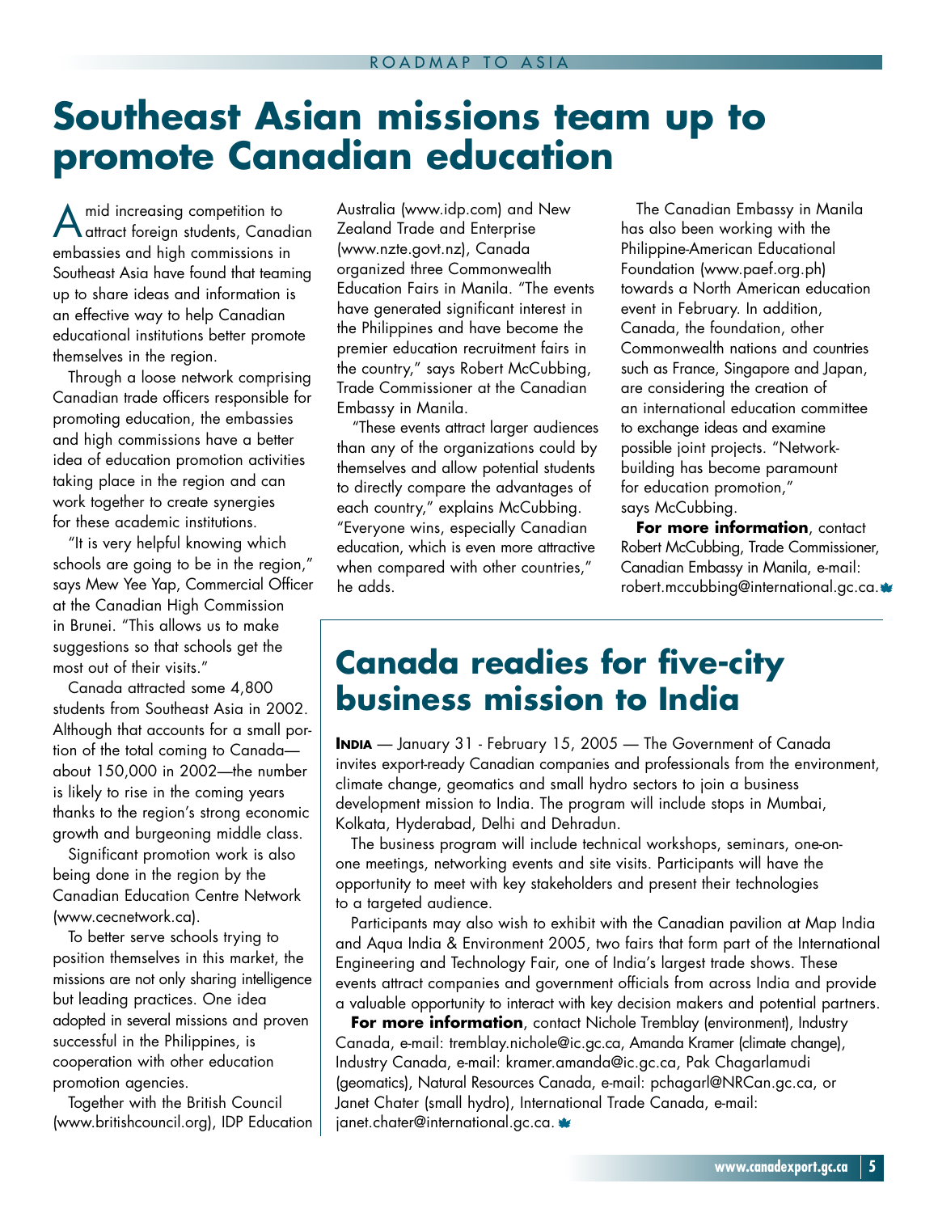# Southeast Asian missions team up to promote Canadian education

Amid increasing competition to attract foreign students, Canadian embassies and high commissions in Southeast Asia have found that teaming up to share ideas and information is an effective way to help Canadian educational institutions better promote themselves in the region.

Through a loose network comprising Canadian trade officers responsible for promoting education, the embassies and high commissions have a better idea of education promotion activities taking place in the region and can work together to create synergies for these academic institutions.

"It is very helpful knowing which schools are going to be in the region," says Mew Yee Yap, Commercial Officer at the Canadian High Commission in Brunei. "This allows us to make suggestions so that schools get the most out of their visits."

Canada attracted some 4,800 students from Southeast Asia in 2002. Although that accounts for a small portion of the total coming to Canada—about 150,000 in 2002—the number is likely to rise in the coming years thanks to the region's strong economic growth and burgeoning middle class.

Significant promotion work is also being done in the region by the Canadian Education Centre Network (www.cecnetwork.ca).

To better serve schools trying to position themselves in this market, the missions are not only sharing intelligence but leading practices. One idea adopted in several missions and proven successful in the Philippines, is cooperation with other education promotion agencies.

Together with the British Council (www.britishcouncil.org), IDP Education Australia (www.idp.com) and New Zealand Trade and Enterprise (www.nzte.govt.nz), Canada organized three Commonwealth Education Fairs in Manila. "The events have generated significant interest in the Philippines and have become the premier education recruitment fairs in the country," says Robert McCubbing, Trade Commissioner at the Canadian Embassy in Manila.

"These events attract larger audiences than any of the organizations could by themselves and allow potential students to directly compare the advantages of each country," explains McCubbing. "Everyone wins, especially Canadian education, which is even more attractive when compared with other countries," he adds.

The Canadian Embassy in Manila has also been working with the Philippine-American Educational Foundation (www.paef.org.ph) towards a North American education event in February. In addition, Canada, the foundation, other Commonwealth nations and countries such as France, Singapore and Japan, are considering the creation of an international education committee to exchange ideas and examine possible joint projects. "Network-building has become paramount for education promotion," says McCubbing.

**For more information**, contact Robert McCubbing, Trade Commissioner, Canadian Embassy in Manila, e-mail: robert.mccubbing@international.gc.ca.

# Canada readies for five-city business mission to India

**INDIA** — January 31 - February 15, 2005 — The Government of Canada invites export-ready Canadian companies and professionals from the environment, climate change, geomatics and small hydro sectors to join a business development mission to India. The program will include stops in Mumbai, Kolkata, Hyderabad, Delhi and Dehradun.

The business program will include technical workshops, seminars, one-on-one meetings, networking events and site visits. Participants will have the opportunity to meet with key stakeholders and present their technologies to a targeted audience.

Participants may also wish to exhibit with the Canadian pavilion at Map India and Aqua India & Environment 2005, two fairs that form part of the International Engineering and Technology Fair, one of India's largest trade shows. These events attract companies and government officials from across India and provide a valuable opportunity to interact with key decision makers and potential partners.

**For more information**, contact Nichole Tremblay (environment), Industry Canada, e-mail: tremblay.nichole@ic.gc.ca, Amanda Kramer (climate change), Industry Canada, e-mail: kramer.amanda@ic.gc.ca, Pak Chagarlamudi (geomatics), Natural Resources Canada, e-mail: pchagarl@NRCan.gc.ca, or Janet Chater (small hydro), International Trade Canada, e-mail: janet.chater@international.gc.ca.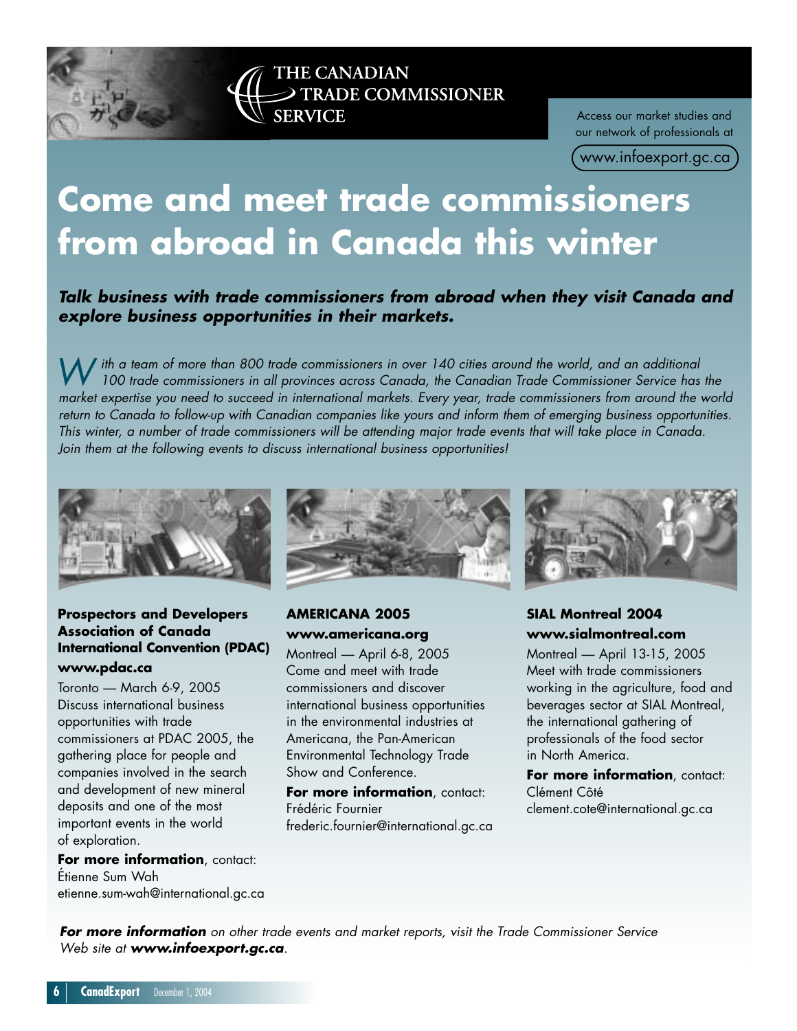THE CANADIAN TRADE COMMISSIONER SERVICE

Access our market studies and our network of professionals at www.infoexport.gc.ca

# Come and meet trade commissioners from abroad in Canada this winter

***Talk business with trade commissioners from abroad when they visit Canada and explore business opportunities in their markets.***

*With a team of more than 800 trade commissioners in over 140 cities around the world, and an additional 100 trade commissioners in all provinces across Canada, the Canadian Trade Commissioner Service has the market expertise you need to succeed in international markets. Every year, trade commissioners from around the world return to Canada to follow-up with Canadian companies like yours and inform them of emerging business opportunities. This winter, a number of trade commissioners will be attending major trade events that will take place in Canada. Join them at the following events to discuss international business opportunities!*

### Prospectors and Developers Association of Canada International Convention (PDAC)

**www.pdac.ca**

Toronto — March 6-9, 2005

Discuss international business opportunities with trade commissioners at PDAC 2005, the gathering place for people and companies involved in the search and development of new mineral deposits and one of the most important events in the world of exploration.

**For more information**, contact:
Étienne Sum Wah
etienne.sum-wah@international.gc.ca

### AMERICANA 2005

**www.americana.org**

Montreal — April 6-8, 2005

Come and meet with trade commissioners and discover international business opportunities in the environmental industries at Americana, the Pan-American Environmental Technology Trade Show and Conference.

**For more information**, contact:
Frédéric Fournier
frederic.fournier@international.gc.ca

### SIAL Montreal 2004

**www.sialmontreal.com**

Montreal — April 13-15, 2005

Meet with trade commissioners working in the agriculture, food and beverages sector at SIAL Montreal, the international gathering of professionals of the food sector in North America.

**For more information**, contact:
Clément Côté
clement.cote@international.gc.ca

***For more information*** *on other trade events and market reports, visit the Trade Commissioner Service Web site at* ***www.infoexport.gc.ca***.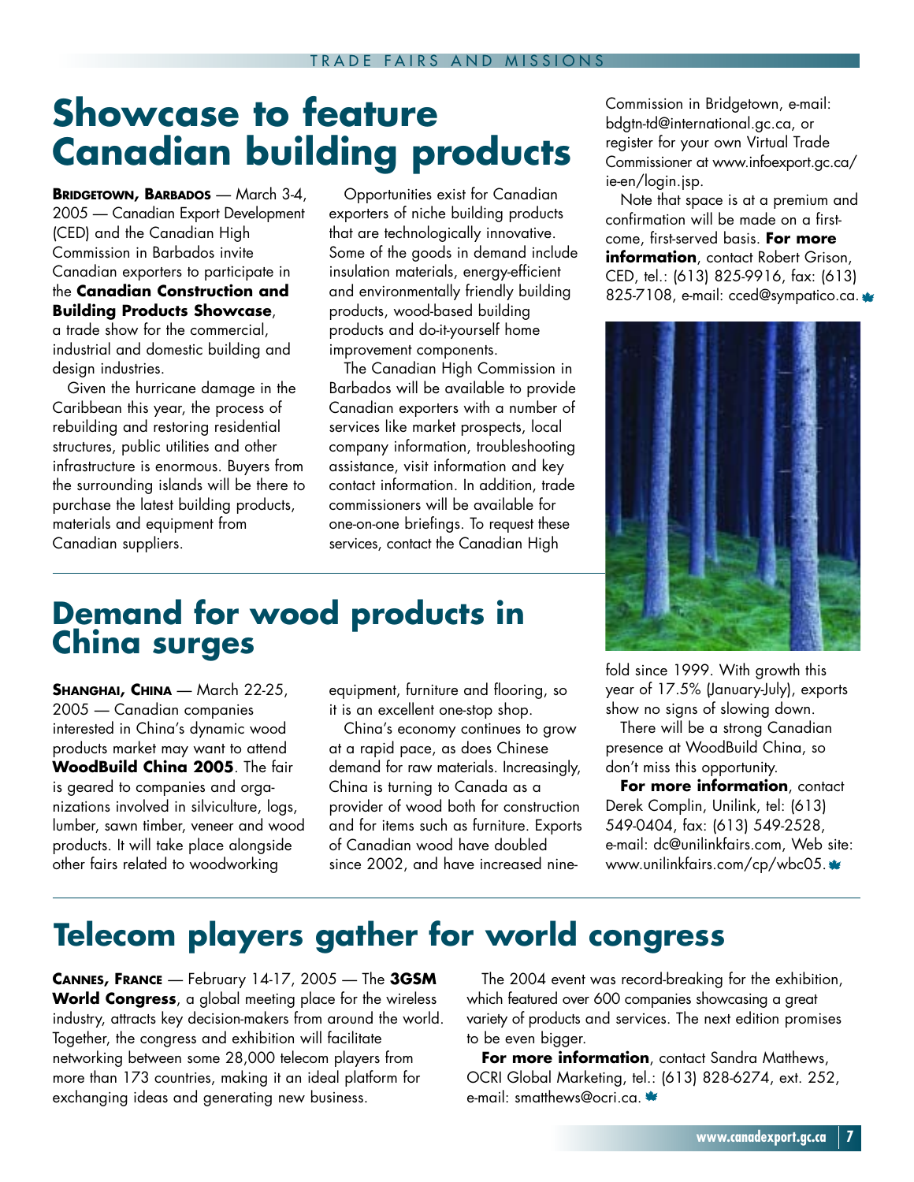# Showcase to feature Canadian building products

**Bridgetown, Barbados** — March 3-4, 2005 — Canadian Export Development (CED) and the Canadian High Commission in Barbados invite Canadian exporters to participate in the **Canadian Construction and Building Products Showcase**, a trade show for the commercial, industrial and domestic building and design industries.

Given the hurricane damage in the Caribbean this year, the process of rebuilding and restoring residential structures, public utilities and other infrastructure is enormous. Buyers from the surrounding islands will be there to purchase the latest building products, materials and equipment from Canadian suppliers.

Opportunities exist for Canadian exporters of niche building products that are technologically innovative. Some of the goods in demand include insulation materials, energy-efficient and environmentally friendly building products, wood-based building products and do-it-yourself home improvement components.

The Canadian High Commission in Barbados will be available to provide Canadian exporters with a number of services like market prospects, local company information, troubleshooting assistance, visit information and key contact information. In addition, trade commissioners will be available for one-on-one briefings. To request these services, contact the Canadian High Commission in Bridgetown, e-mail: bdgtn-td@international.gc.ca, or register for your own Virtual Trade Commissioner at www.infoexport.gc.ca/ie-en/login.jsp.

Note that space is at a premium and confirmation will be made on a first-come, first-served basis. **For more information**, contact Robert Grison, CED, tel.: (613) 825-9916, fax: (613) 825-7108, e-mail: cced@sympatico.ca.

# Demand for wood products in China surges

**Shanghai, China** — March 22-25, 2005 — Canadian companies interested in China's dynamic wood products market may want to attend **WoodBuild China 2005**. The fair is geared to companies and organizations involved in silviculture, logs, lumber, sawn timber, veneer and wood products. It will take place alongside other fairs related to woodworking equipment, furniture and flooring, so it is an excellent one-stop shop.

China's economy continues to grow at a rapid pace, as does Chinese demand for raw materials. Increasingly, China is turning to Canada as a provider of wood both for construction and for items such as furniture. Exports of Canadian wood have doubled since 2002, and have increased nine-fold since 1999. With growth this year of 17.5% (January-July), exports show no signs of slowing down.

There will be a strong Canadian presence at WoodBuild China, so don't miss this opportunity.

**For more information**, contact Derek Complin, Unilink, tel: (613) 549-0404, fax: (613) 549-2528, e-mail: dc@unilinkfairs.com, Web site: www.unilinkfairs.com/cp/wbc05.

# Telecom players gather for world congress

**Cannes, France** — February 14-17, 2005 — The **3GSM World Congress**, a global meeting place for the wireless industry, attracts key decision-makers from around the world. Together, the congress and exhibition will facilitate networking between some 28,000 telecom players from more than 173 countries, making it an ideal platform for exchanging ideas and generating new business.

The 2004 event was record-breaking for the exhibition, which featured over 600 companies showcasing a great variety of products and services. The next edition promises to be even bigger.

**For more information**, contact Sandra Matthews, OCRI Global Marketing, tel.: (613) 828-6274, ext. 252, e-mail: smatthews@ocri.ca.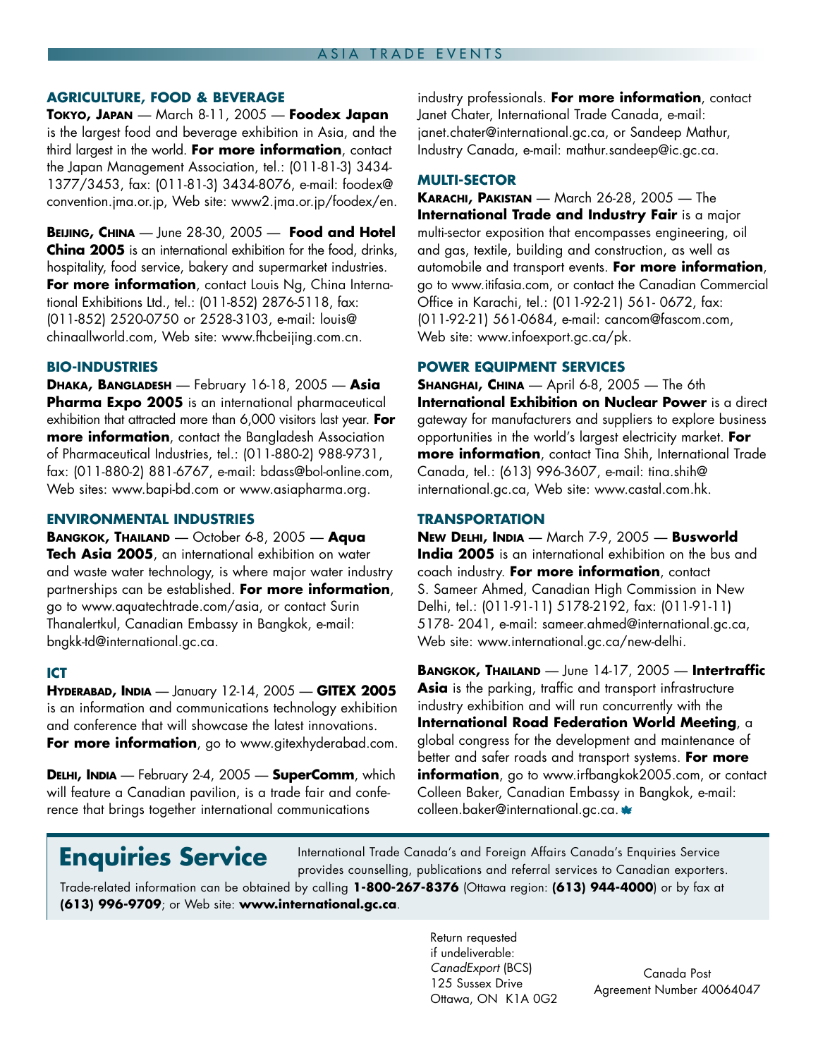## ASIA TRADE EVENTS

### AGRICULTURE, FOOD & BEVERAGE

**TOKYO, JAPAN** — March 8-11, 2005 — **Foodex Japan** is the largest food and beverage exhibition in Asia, and the third largest in the world. **For more information**, contact the Japan Management Association, tel.: (011-81-3) 3434-1377/3453, fax: (011-81-3) 3434-8076, e-mail: foodex@convention.jma.or.jp, Web site: www2.jma.or.jp/foodex/en.

**BEIJING, CHINA** — June 28-30, 2005 — **Food and Hotel China 2005** is an international exhibition for the food, drinks, hospitality, food service, bakery and supermarket industries. **For more information**, contact Louis Ng, China International Exhibitions Ltd., tel.: (011-852) 2876-5118, fax: (011-852) 2520-0750 or 2528-3103, e-mail: louis@chinaallworld.com, Web site: www.fhcbeijing.com.cn.

### BIO-INDUSTRIES

**DHAKA, BANGLADESH** — February 16-18, 2005 — **Asia Pharma Expo 2005** is an international pharmaceutical exhibition that attracted more than 6,000 visitors last year. **For more information**, contact the Bangladesh Association of Pharmaceutical Industries, tel.: (011-880-2) 988-9731, fax: (011-880-2) 881-6767, e-mail: bdass@bol-online.com, Web sites: www.bapi-bd.com or www.asiapharma.org.

### ENVIRONMENTAL INDUSTRIES

**BANGKOK, THAILAND** — October 6-8, 2005 — **Aqua Tech Asia 2005**, an international exhibition on water and waste water technology, is where major water industry partnerships can be established. **For more information**, go to www.aquatechtrade.com/asia, or contact Surin Thanalertkul, Canadian Embassy in Bangkok, e-mail: bngkk-td@international.gc.ca.

### ICT

**HYDERABAD, INDIA** — January 12-14, 2005 — **GITEX 2005** is an information and communications technology exhibition and conference that will showcase the latest innovations. **For more information**, go to www.gitexhyderabad.com.

**DELHI, INDIA** — February 2-4, 2005 — **SuperComm**, which will feature a Canadian pavilion, is a trade fair and conference that brings together international communications industry professionals. **For more information**, contact Janet Chater, International Trade Canada, e-mail: janet.chater@international.gc.ca, or Sandeep Mathur, Industry Canada, e-mail: mathur.sandeep@ic.gc.ca.

### MULTI-SECTOR

**KARACHI, PAKISTAN** — March 26-28, 2005 — The **International Trade and Industry Fair** is a major multi-sector exposition that encompasses engineering, oil and gas, textile, building and construction, as well as automobile and transport events. **For more information**, go to www.itifasia.com, or contact the Canadian Commercial Office in Karachi, tel.: (011-92-21) 561- 0672, fax: (011-92-21) 561-0684, e-mail: cancom@fascom.com, Web site: www.infoexport.gc.ca/pk.

### POWER EQUIPMENT SERVICES

**SHANGHAI, CHINA** — April 6-8, 2005 — The 6th **International Exhibition on Nuclear Power** is a direct gateway for manufacturers and suppliers to explore business opportunities in the world's largest electricity market. **For more information**, contact Tina Shih, International Trade Canada, tel.: (613) 996-3607, e-mail: tina.shih@international.gc.ca, Web site: www.castal.com.hk.

### TRANSPORTATION

**NEW DELHI, INDIA** — March 7-9, 2005 — **Busworld India 2005** is an international exhibition on the bus and coach industry. **For more information**, contact S. Sameer Ahmed, Canadian High Commission in New Delhi, tel.: (011-91-11) 5178-2192, fax: (011-91-11) 5178- 2041, e-mail: sameer.ahmed@international.gc.ca, Web site: www.international.gc.ca/new-delhi.

**BANGKOK, THAILAND** — June 14-17, 2005 — **Intertraffic Asia** is the parking, traffic and transport infrastructure industry exhibition and will run concurrently with the **International Road Federation World Meeting**, a global congress for the development and maintenance of better and safer roads and transport systems. **For more information**, go to www.irfbangkok2005.com, or contact Colleen Baker, Canadian Embassy in Bangkok, e-mail: colleen.baker@international.gc.ca.

## Enquiries Service

International Trade Canada's and Foreign Affairs Canada's Enquiries Service provides counselling, publications and referral services to Canadian exporters. Trade-related information can be obtained by calling **1-800-267-8376** (Ottawa region: **(613) 944-4000**) or by fax at **(613) 996-9709**; or Web site: **www.international.gc.ca**.

Return requested
if undeliverable:
*CanadExport* (BCS)
125 Sussex Drive
Ottawa, ON K1A 0G2

Canada Post
Agreement Number 40064047